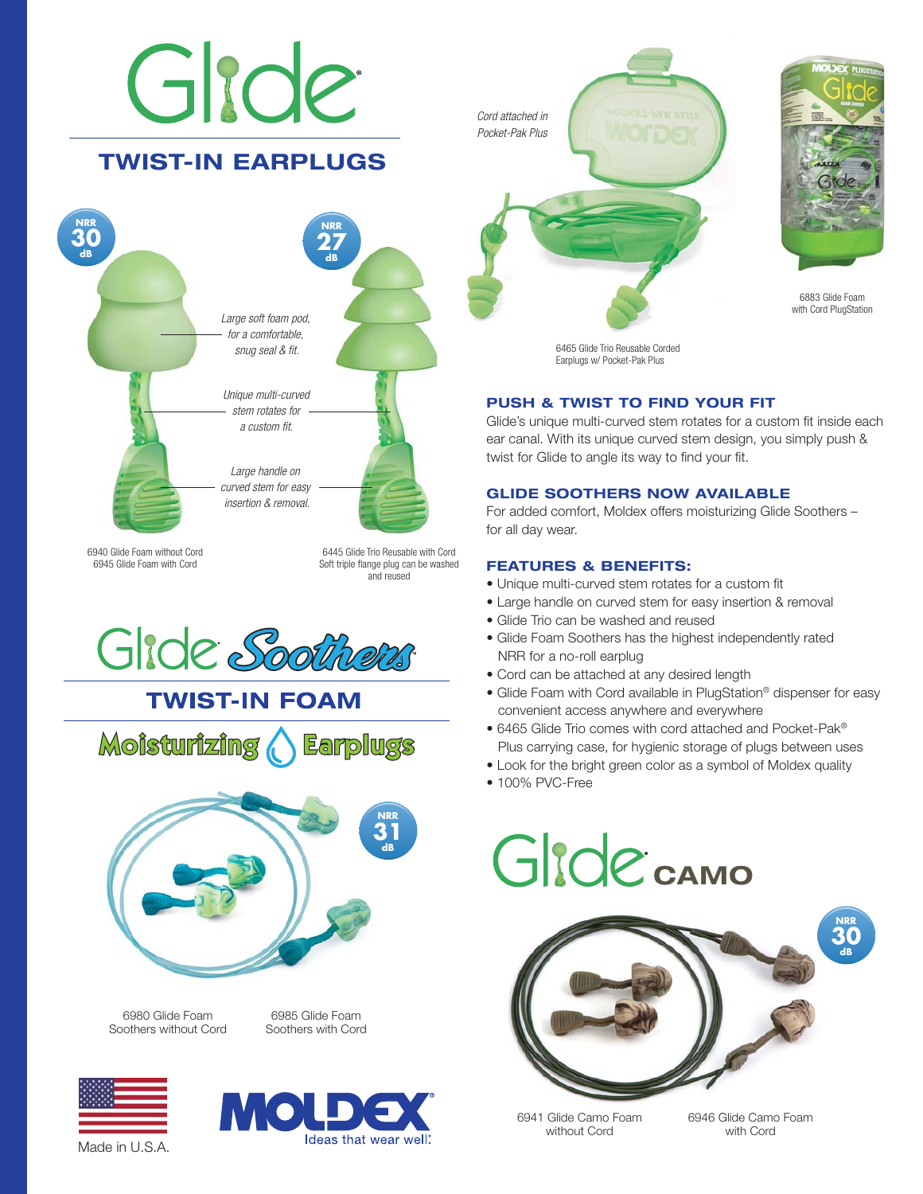# Glide®

## TWIST-IN EARPLUGS

NRR 30 dB

NRR 27 dB

*Large soft foam pod, for a comfortable, snug seal & fit.*

*Unique multi-curved stem rotates for a custom fit.*

*Large handle on curved stem for easy insertion & removal.*

6940 Glide Foam without Cord
6945 Glide Foam with Cord

6445 Glide Trio Reusable with Cord
Soft triple flange plug can be washed and reused

*Cord attached in Pocket-Pak Plus*

6465 Glide Trio Reusable Corded Earplugs w/ Pocket-Pak Plus

6883 Glide Foam with Cord PlugStation

### PUSH & TWIST TO FIND YOUR FIT

Glide's unique multi-curved stem rotates for a custom fit inside each ear canal. With its unique curved stem design, you simply push & twist for Glide to angle its way to find your fit.

### GLIDE SOOTHERS NOW AVAILABLE

For added comfort, Moldex offers moisturizing Glide Soothers – for all day wear.

### FEATURES & BENEFITS:

- Unique multi-curved stem rotates for a custom fit
- Large handle on curved stem for easy insertion & removal
- Glide Trio can be washed and reused
- Glide Foam Soothers has the highest independently rated NRR for a no-roll earplug
- Cord can be attached at any desired length
- Glide Foam with Cord available in PlugStation® dispenser for easy convenient access anywhere and everywhere
- 6465 Glide Trio comes with cord attached and Pocket-Pak® Plus carrying case, for hygienic storage of plugs between uses
- Look for the bright green color as a symbol of Moldex quality
- 100% PVC-Free

# Glide Soothers

## TWIST-IN FOAM

## Moisturizing Earplugs

NRR 31 dB

6980 Glide Foam Soothers without Cord

6985 Glide Foam Soothers with Cord

# Glide CAMO

NRR 30 dB

6941 Glide Camo Foam without Cord

6946 Glide Camo Foam with Cord

Made in U.S.A.

MOLDEX® Ideas that wear well.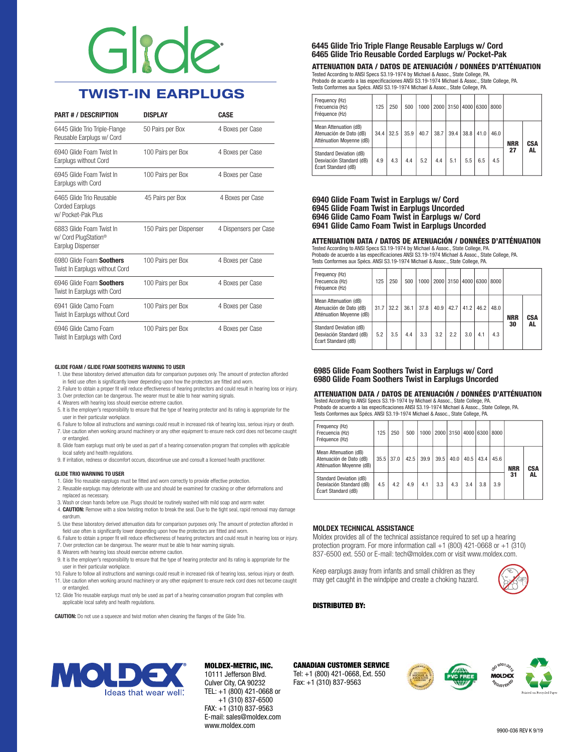# Glide

## TWIST-IN EARPLUGS

| PART # / DESCRIPTION | DISPLAY | CASE |
|---|---|---|
| 6445 Glide Trio Triple-Flange Reusable Earplugs w/ Cord | 50 Pairs per Box | 4 Boxes per Case |
| 6940 Glide Foam Twist In Earplugs without Cord | 100 Pairs per Box | 4 Boxes per Case |
| 6945 Glide Foam Twist In Earplugs with Cord | 100 Pairs per Box | 4 Boxes per Case |
| 6465 Glide Trio Reusable Corded Earplugs w/ Pocket-Pak Plus | 45 Pairs per Box | 4 Boxes per Case |
| 6883 Glide Foam Twist In w/ Cord PlugStation® Earplug Dispenser | 150 Pairs per Dispenser | 4 Dispensers per Case |
| 6980 Glide Foam **Soothers** Twist In Earplugs without Cord | 100 Pairs per Box | 4 Boxes per Case |
| 6946 Glide Foam **Soothers** Twist In Earplugs with Cord | 100 Pairs per Box | 4 Boxes per Case |
| 6941 Glide Camo Foam Twist In Earplugs without Cord | 100 Pairs per Box | 4 Boxes per Case |
| 6946 Glide Camo Foam Twist In Earplugs with Cord | 100 Pairs per Box | 4 Boxes per Case |

#### GLIDE FOAM / GLIDE FOAM SOOTHERS WARNING TO USER

1. Use these laboratory derived attenuation data for comparison purposes only. The amount of protection afforded in field use often is significantly lower depending upon how the protectors are fitted and worn.
2. Failure to obtain a proper fit will reduce effectiveness of hearing protectors and could result in hearing loss or injury.
3. Over protection can be dangerous. The wearer must be able to hear warning signals.
4. Wearers with hearing loss should exercise extreme caution.
5. It is the employer's responsibility to ensure that the type of hearing protector and its rating is appropriate for the user in their particular workplace.
6. Failure to follow all instructions and warnings could result in increased risk of hearing loss, serious injury or death.
7. Use caution when working around machinery or any other equipment to ensure neck cord does not become caught or entangled.
8. Glide foam earplugs must only be used as part of a hearing conservation program that complies with applicable local safety and health regulations.
9. If irritation, redness or discomfort occurs, discontinue use and consult a licensed health practitioner.

#### GLIDE TRIO WARNING TO USER

1. Glide Trio reusable earplugs must be fitted and worn correctly to provide effective protection.
2. Reusable earplugs may deteriorate with use and should be examined for cracking or other deformations and replaced as necessary.
3. Wash or clean hands before use. Plugs should be routinely washed with mild soap and warm water.
4. **CAUTION:** Remove with a slow twisting motion to break the seal. Due to the tight seal, rapid removal may damage eardrum.
5. Use these laboratory derived attenuation data for comparison purposes only. The amount of protection afforded in field use often is significantly lower depending upon how the protectors are fitted and worn.
6. Failure to obtain a proper fit will reduce effectiveness of hearing protectors and could result in hearing loss or injury.
7. Over protection can be dangerous. The wearer must be able to hear warning signals.
8. Wearers with hearing loss should exercise extreme caution.
9. It is the employer's responsibility to ensure that the type of hearing protector and its rating is appropriate for the user in their particular workplace.
10. Failure to follow all instructions and warnings could result in increased risk of hearing loss, serious injury or death.
11. Use caution when working around machinery or any other equipment to ensure neck cord does not become caught or entangled.
12. Glide Trio reusable earplugs must only be used as part of a hearing conservation program that complies with applicable local safety and health regulations.

**CAUTION:** Do not use a squeeze and twist motion when cleaning the flanges of the Glide Trio.

### 6445 Glide Trio Triple Flange Reusable Earplugs w/ Cord
### 6465 Glide Trio Reusable Corded Earplugs w/ Pocket-Pak

#### ATTENUATION DATA / DATOS DE ATENUACIÓN / DONNÉES D'ATTÉNUATION

Tested According to ANSI Specs S3.19-1974 by Michael & Assoc., State College, PA.
Probado de acuerdo a las especificaciones ANSI S3.19-1974 Michael & Assoc., State College, PA.
Tests Conformes aux Spécs. ANSI S3.19-1974 Michael & Assoc., State College, PA.

| Frequency (Hz) / Frecuencia (Hz) / Fréquence (Hz) | 125 | 250 | 500 | 1000 | 2000 | 3150 | 4000 | 6300 | 8000 | | |
|---|---|---|---|---|---|---|---|---|---|---|---|
| Mean Attenuation (dB) / Atenuación de Dato (dB) / Atténuation Moyenne (dB) | 34.4 | 32.5 | 35.9 | 40.7 | 38.7 | 39.4 | 38.8 | 41.0 | 46.0 | NRR 27 | CSA AL |
| Standard Deviation (dB) / Desviación Standard (dB) / Écart Standard (dB) | 4.9 | 4.3 | 4.4 | 5.2 | 4.4 | 5.1 | 5.5 | 6.5 | 4.5 | | |

### 6940 Glide Foam Twist in Earplugs w/ Cord
### 6945 Glide Foam Twist in Earplugs Uncorded
### 6946 Glide Camo Foam Twist in Earplugs w/ Cord
### 6941 Glide Camo Foam Twist in Earplugs Uncorded

#### ATTENUATION DATA / DATOS DE ATENUACIÓN / DONNÉES D'ATTÉNUATION

Tested According to ANSI Specs S3.19-1974 by Michael & Assoc., State College, PA.
Probado de acuerdo a las especificaciones ANSI S3.19-1974 Michael & Assoc., State College, PA.
Tests Conformes aux Spécs. ANSI S3.19-1974 Michael & Assoc., State College, PA.

| Frequency (Hz) / Frecuencia (Hz) / Fréquence (Hz) | 125 | 250 | 500 | 1000 | 2000 | 3150 | 4000 | 6300 | 8000 | | |
|---|---|---|---|---|---|---|---|---|---|---|---|
| Mean Attenuation (dB) / Atenuación de Dato (dB) / Atténuation Moyenne (dB) | 31.7 | 32.2 | 36.1 | 37.8 | 40.9 | 42.7 | 41.2 | 46.2 | 48.0 | NRR 30 | CSA AL |
| Standard Deviation (dB) / Desviación Standard (dB) / Écart Standard (dB) | 5.2 | 3.5 | 4.4 | 3.3 | 3.2 | 2.2 | 3.0 | 4.1 | 4.3 | | |

### 6985 Glide Foam Soothers Twist in Earplugs w/ Cord
### 6980 Glide Foam Soothers Twist in Earplugs Uncorded

#### ATTENUATION DATA / DATOS DE ATENUACIÓN / DONNÉES D'ATTÉNUATION

Tested According to ANSI Specs S3.19-1974 by Michael & Assoc., State College, PA.
Probado de acuerdo a las especificaciones ANSI S3.19-1974 Michael & Assoc., State College, PA.
Tests Conformes aux Spécs. ANSI S3.19-1974 Michael & Assoc., State College, PA.

| Frequency (Hz) / Frecuencia (Hz) / Fréquence (Hz) | 125 | 250 | 500 | 1000 | 2000 | 3150 | 4000 | 6300 | 8000 | | |
|---|---|---|---|---|---|---|---|---|---|---|---|
| Mean Attenuation (dB) / Atenuación de Dato (dB) / Atténuation Moyenne (dB) | 35.5 | 37.0 | 42.5 | 39.9 | 39.5 | 40.0 | 40.5 | 43.4 | 45.6 | NRR 31 | CSA AL |
| Standard Deviation (dB) / Desviación Standard (dB) / Écart Standard (dB) | 4.5 | 4.2 | 4.9 | 4.1 | 3.3 | 4.3 | 3.4 | 3.8 | 3.9 | | |

#### MOLDEX TECHNICAL ASSISTANCE

Moldex provides all of the technical assistance required to set up a hearing protection program. For more information call +1 (800) 421-0668 or +1 (310) 837-6500 ext. 550 or E-mail: tech@moldex.com or visit www.moldex.com.

Keep earplugs away from infants and small children as they may get caught in the windpipe and create a choking hazard.

**DISTRIBUTED BY:**

MOLDEX
Ideas that wear well.

**MOLDEX-METRIC, INC.**
10111 Jefferson Blvd.
Culver City, CA 90232
TEL: +1 (800) 421-0668 or
+1 (310) 837-6500
FAX: +1 (310) 837-9563
E-mail: sales@moldex.com
www.moldex.com

**CANADIAN CUSTOMER SERVICE**
Tel: +1 (800) 421-0668, Ext. 550
Fax: +1 (310) 837-9563

PVC FREE

ISO 9001:2015 MOLDEX REGISTERED

Printed on Recycled Paper

9900-036 REV K 9/19